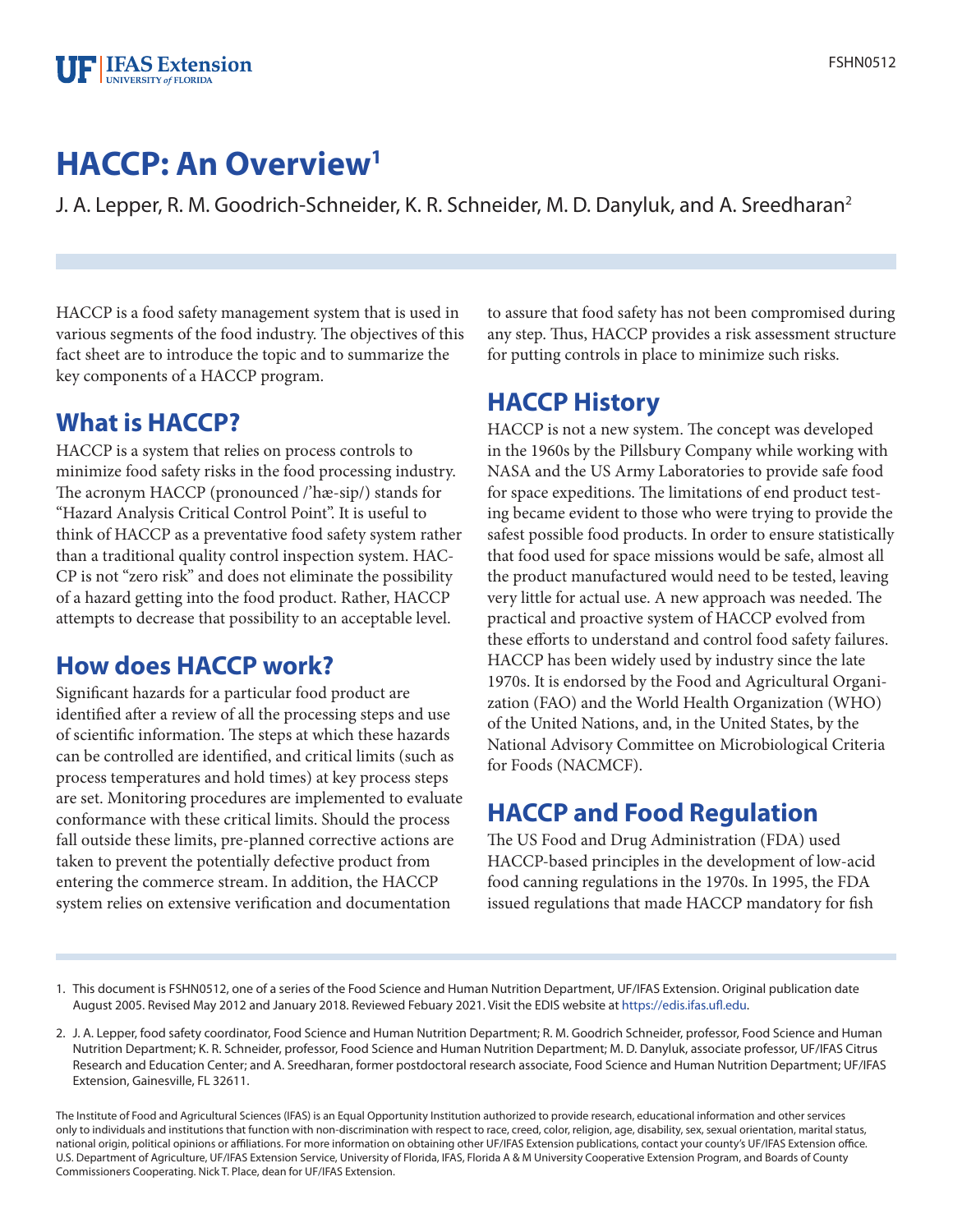# HACCP: An Overview[1]

J. A. Lepper, R. M. Goodrich-Schneider, K. R. Schneider, M. D. Danyluk, and A. Sreedharan[2]

HACCP is a food safety management system that is used in various segments of the food industry. The objectives of this fact sheet are to introduce the topic and to summarize the key components of a HACCP program.

## What is HACCP?

HACCP is a system that relies on process controls to minimize food safety risks in the food processing industry. The acronym HACCP (pronounced /'hæ-sip/) stands for "Hazard Analysis Critical Control Point". It is useful to think of HACCP as a preventative food safety system rather than a traditional quality control inspection system. HACCP is not "zero risk" and does not eliminate the possibility of a hazard getting into the food product. Rather, HACCP attempts to decrease that possibility to an acceptable level.

## How does HACCP work?

Significant hazards for a particular food product are identified after a review of all the processing steps and use of scientific information. The steps at which these hazards can be controlled are identified, and critical limits (such as process temperatures and hold times) at key process steps are set. Monitoring procedures are implemented to evaluate conformance with these critical limits. Should the process fall outside these limits, pre-planned corrective actions are taken to prevent the potentially defective product from entering the commerce stream. In addition, the HACCP system relies on extensive verification and documentation to assure that food safety has not been compromised during any step. Thus, HACCP provides a risk assessment structure for putting controls in place to minimize such risks.

## HACCP History

HACCP is not a new system. The concept was developed in the 1960s by the Pillsbury Company while working with NASA and the US Army Laboratories to provide safe food for space expeditions. The limitations of end product testing became evident to those who were trying to provide the safest possible food products. In order to ensure statistically that food used for space missions would be safe, almost all the product manufactured would need to be tested, leaving very little for actual use. A new approach was needed. The practical and proactive system of HACCP evolved from these efforts to understand and control food safety failures. HACCP has been widely used by industry since the late 1970s. It is endorsed by the Food and Agricultural Organization (FAO) and the World Health Organization (WHO) of the United Nations, and, in the United States, by the National Advisory Committee on Microbiological Criteria for Foods (NACMCF).

## HACCP and Food Regulation

The US Food and Drug Administration (FDA) used HACCP-based principles in the development of low-acid food canning regulations in the 1970s. In 1995, the FDA issued regulations that made HACCP mandatory for fish

1. This document is FSHN0512, one of a series of the Food Science and Human Nutrition Department, UF/IFAS Extension. Original publication date August 2005. Revised May 2012 and January 2018. Reviewed Febuary 2021. Visit the EDIS website at https://edis.ifas.ufl.edu.

2. J. A. Lepper, food safety coordinator, Food Science and Human Nutrition Department; R. M. Goodrich Schneider, professor, Food Science and Human Nutrition Department; K. R. Schneider, professor, Food Science and Human Nutrition Department; M. D. Danyluk, associate professor, UF/IFAS Citrus Research and Education Center; and A. Sreedharan, former postdoctoral research associate, Food Science and Human Nutrition Department; UF/IFAS Extension, Gainesville, FL 32611.

The Institute of Food and Agricultural Sciences (IFAS) is an Equal Opportunity Institution authorized to provide research, educational information and other services only to individuals and institutions that function with non-discrimination with respect to race, creed, color, religion, age, disability, sex, sexual orientation, marital status, national origin, political opinions or affiliations. For more information on obtaining other UF/IFAS Extension publications, contact your county's UF/IFAS Extension office. U.S. Department of Agriculture, UF/IFAS Extension Service, University of Florida, IFAS, Florida A & M University Cooperative Extension Program, and Boards of County Commissioners Cooperating. Nick T. Place, dean for UF/IFAS Extension.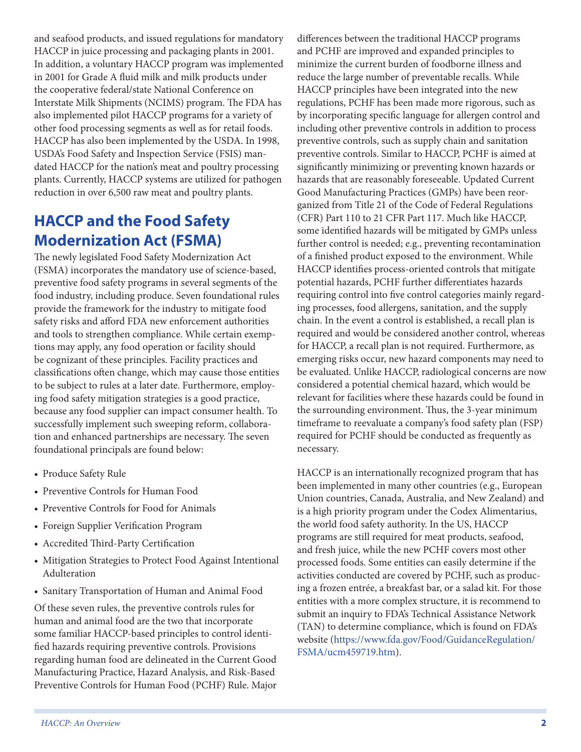and seafood products, and issued regulations for mandatory HACCP in juice processing and packaging plants in 2001. In addition, a voluntary HACCP program was implemented in 2001 for Grade A fluid milk and milk products under the cooperative federal/state National Conference on Interstate Milk Shipments (NCIMS) program. The FDA has also implemented pilot HACCP programs for a variety of other food processing segments as well as for retail foods. HACCP has also been implemented by the USDA. In 1998, USDA's Food Safety and Inspection Service (FSIS) mandated HACCP for the nation's meat and poultry processing plants. Currently, HACCP systems are utilized for pathogen reduction in over 6,500 raw meat and poultry plants.

## HACCP and the Food Safety Modernization Act (FSMA)

The newly legislated Food Safety Modernization Act (FSMA) incorporates the mandatory use of science-based, preventive food safety programs in several segments of the food industry, including produce. Seven foundational rules provide the framework for the industry to mitigate food safety risks and afford FDA new enforcement authorities and tools to strengthen compliance. While certain exemptions may apply, any food operation or facility should be cognizant of these principles. Facility practices and classifications often change, which may cause those entities to be subject to rules at a later date. Furthermore, employing food safety mitigation strategies is a good practice, because any food supplier can impact consumer health. To successfully implement such sweeping reform, collaboration and enhanced partnerships are necessary. The seven foundational principals are found below:

- Produce Safety Rule
- Preventive Controls for Human Food
- Preventive Controls for Food for Animals
- Foreign Supplier Verification Program
- Accredited Third-Party Certification
- Mitigation Strategies to Protect Food Against Intentional Adulteration
- Sanitary Transportation of Human and Animal Food

Of these seven rules, the preventive controls rules for human and animal food are the two that incorporate some familiar HACCP-based principles to control identified hazards requiring preventive controls. Provisions regarding human food are delineated in the Current Good Manufacturing Practice, Hazard Analysis, and Risk-Based Preventive Controls for Human Food (PCHF) Rule. Major differences between the traditional HACCP programs and PCHF are improved and expanded principles to minimize the current burden of foodborne illness and reduce the large number of preventable recalls. While HACCP principles have been integrated into the new regulations, PCHF has been made more rigorous, such as by incorporating specific language for allergen control and including other preventive controls in addition to process preventive controls, such as supply chain and sanitation preventive controls. Similar to HACCP, PCHF is aimed at significantly minimizing or preventing known hazards or hazards that are reasonably foreseeable. Updated Current Good Manufacturing Practices (GMPs) have been reorganized from Title 21 of the Code of Federal Regulations (CFR) Part 110 to 21 CFR Part 117. Much like HACCP, some identified hazards will be mitigated by GMPs unless further control is needed; e.g., preventing recontamination of a finished product exposed to the environment. While HACCP identifies process-oriented controls that mitigate potential hazards, PCHF further differentiates hazards requiring control into five control categories mainly regarding processes, food allergens, sanitation, and the supply chain. In the event a control is established, a recall plan is required and would be considered another control, whereas for HACCP, a recall plan is not required. Furthermore, as emerging risks occur, new hazard components may need to be evaluated. Unlike HACCP, radiological concerns are now considered a potential chemical hazard, which would be relevant for facilities where these hazards could be found in the surrounding environment. Thus, the 3-year minimum timeframe to reevaluate a company's food safety plan (FSP) required for PCHF should be conducted as frequently as necessary.

HACCP is an internationally recognized program that has been implemented in many other countries (e.g., European Union countries, Canada, Australia, and New Zealand) and is a high priority program under the Codex Alimentarius, the world food safety authority. In the US, HACCP programs are still required for meat products, seafood, and fresh juice, while the new PCHF covers most other processed foods. Some entities can easily determine if the activities conducted are covered by PCHF, such as producing a frozen entrée, a breakfast bar, or a salad kit. For those entities with a more complex structure, it is recommend to submit an inquiry to FDA's Technical Assistance Network (TAN) to determine compliance, which is found on FDA's website (https://www.fda.gov/Food/GuidanceRegulation/FSMA/ucm459719.htm).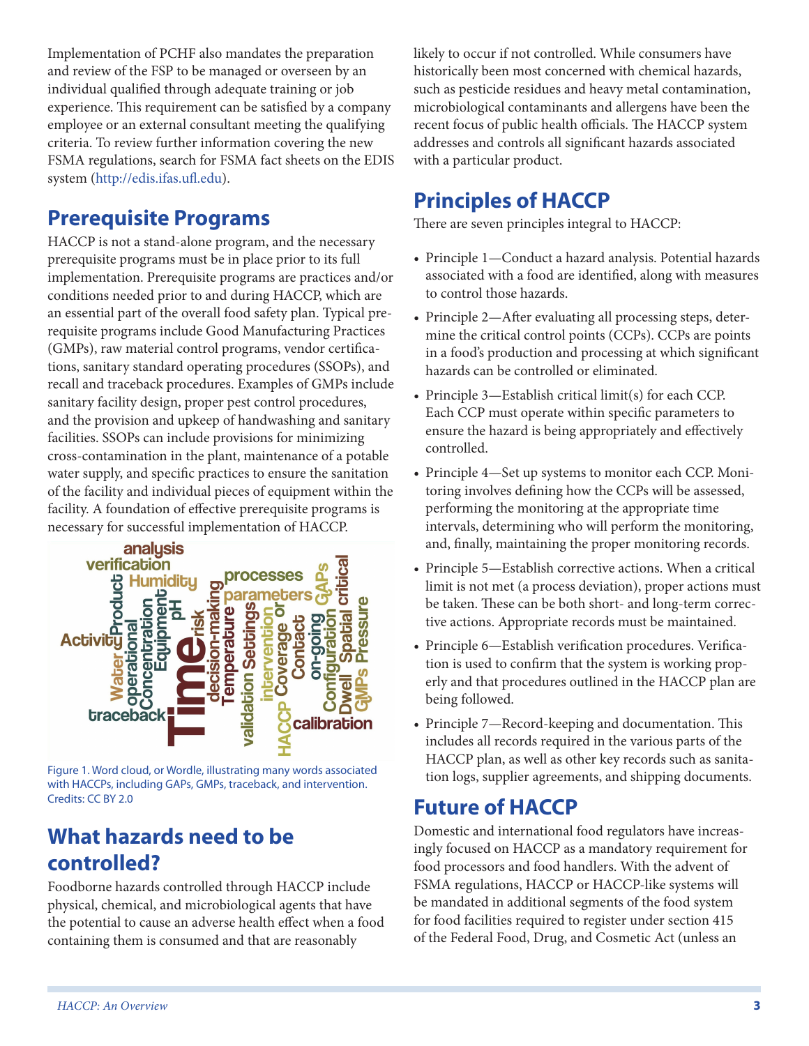Implementation of PCHF also mandates the preparation and review of the FSP to be managed or overseen by an individual qualified through adequate training or job experience. This requirement can be satisfied by a company employee or an external consultant meeting the qualifying criteria. To review further information covering the new FSMA regulations, search for FSMA fact sheets on the EDIS system (http://edis.ifas.ufl.edu).

## Prerequisite Programs

HACCP is not a stand-alone program, and the necessary prerequisite programs must be in place prior to its full implementation. Prerequisite programs are practices and/or conditions needed prior to and during HACCP, which are an essential part of the overall food safety plan. Typical prerequisite programs include Good Manufacturing Practices (GMPs), raw material control programs, vendor certifications, sanitary standard operating procedures (SSOPs), and recall and traceback procedures. Examples of GMPs include sanitary facility design, proper pest control procedures, and the provision and upkeep of handwashing and sanitary facilities. SSOPs can include provisions for minimizing cross-contamination in the plant, maintenance of a potable water supply, and specific practices to ensure the sanitation of the facility and individual pieces of equipment within the facility. A foundation of effective prerequisite programs is necessary for successful implementation of HACCP.

Figure 1. Word cloud, or Wordle, illustrating many words associated with HACCPs, including GAPs, GMPs, traceback, and intervention.
Credits: CC BY 2.0

## What hazards need to be controlled?

Foodborne hazards controlled through HACCP include physical, chemical, and microbiological agents that have the potential to cause an adverse health effect when a food containing them is consumed and that are reasonably likely to occur if not controlled. While consumers have historically been most concerned with chemical hazards, such as pesticide residues and heavy metal contamination, microbiological contaminants and allergens have been the recent focus of public health officials. The HACCP system addresses and controls all significant hazards associated with a particular product.

## Principles of HACCP

There are seven principles integral to HACCP:

- Principle 1—Conduct a hazard analysis. Potential hazards associated with a food are identified, along with measures to control those hazards.
- Principle 2—After evaluating all processing steps, determine the critical control points (CCPs). CCPs are points in a food's production and processing at which significant hazards can be controlled or eliminated.
- Principle 3—Establish critical limit(s) for each CCP. Each CCP must operate within specific parameters to ensure the hazard is being appropriately and effectively controlled.
- Principle 4—Set up systems to monitor each CCP. Monitoring involves defining how the CCPs will be assessed, performing the monitoring at the appropriate time intervals, determining who will perform the monitoring, and, finally, maintaining the proper monitoring records.
- Principle 5—Establish corrective actions. When a critical limit is not met (a process deviation), proper actions must be taken. These can be both short- and long-term corrective actions. Appropriate records must be maintained.
- Principle 6—Establish verification procedures. Verification is used to confirm that the system is working properly and that procedures outlined in the HACCP plan are being followed.
- Principle 7—Record-keeping and documentation. This includes all records required in the various parts of the HACCP plan, as well as other key records such as sanitation logs, supplier agreements, and shipping documents.

## Future of HACCP

Domestic and international food regulators have increasingly focused on HACCP as a mandatory requirement for food processors and food handlers. With the advent of FSMA regulations, HACCP or HACCP-like systems will be mandated in additional segments of the food system for food facilities required to register under section 415 of the Federal Food, Drug, and Cosmetic Act (unless an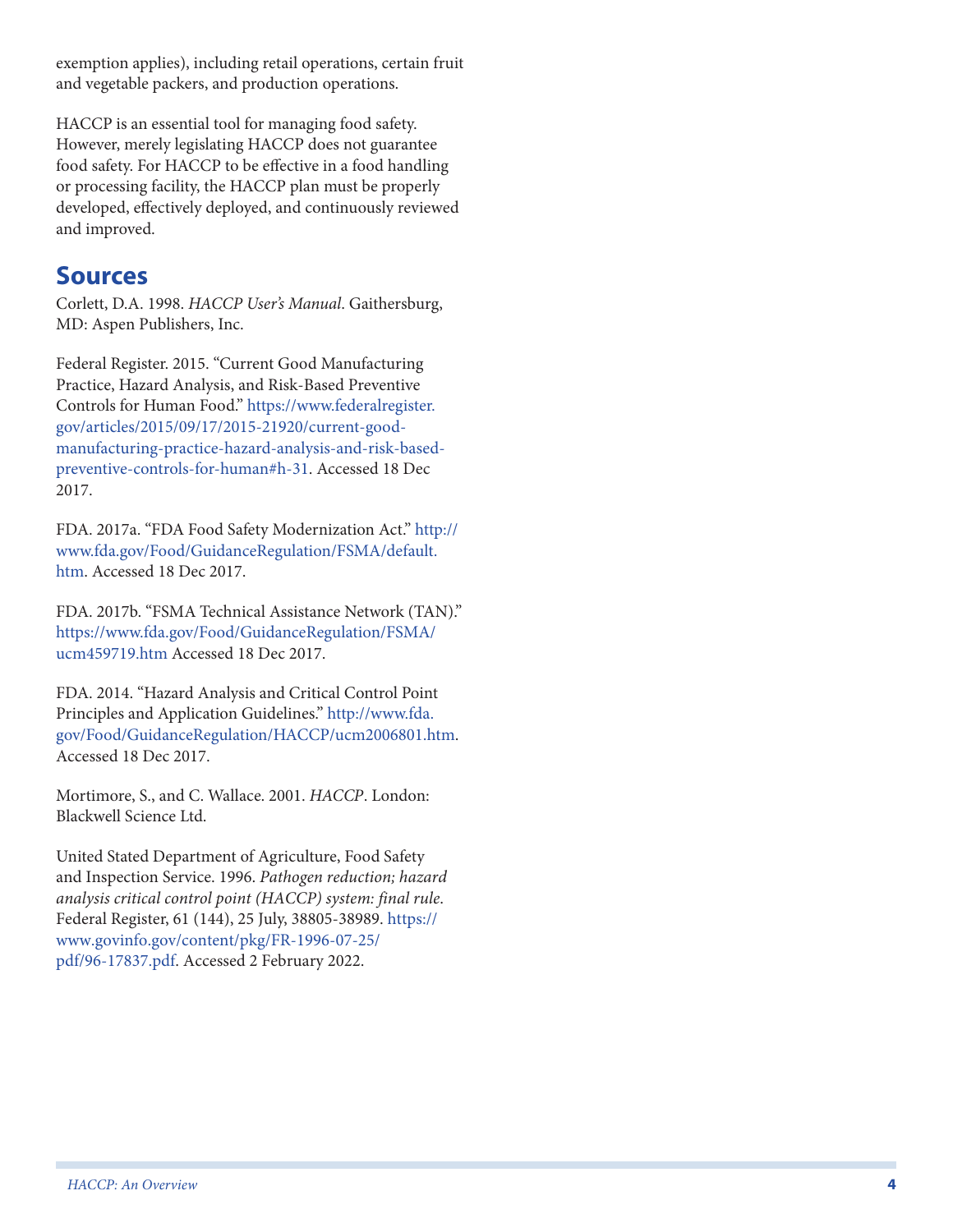exemption applies), including retail operations, certain fruit and vegetable packers, and production operations.

HACCP is an essential tool for managing food safety. However, merely legislating HACCP does not guarantee food safety. For HACCP to be effective in a food handling or processing facility, the HACCP plan must be properly developed, effectively deployed, and continuously reviewed and improved.

## Sources

Corlett, D.A. 1998. *HACCP User's Manual*. Gaithersburg, MD: Aspen Publishers, Inc.

Federal Register. 2015. "Current Good Manufacturing Practice, Hazard Analysis, and Risk-Based Preventive Controls for Human Food." https://www.federalregister.gov/articles/2015/09/17/2015-21920/current-good-manufacturing-practice-hazard-analysis-and-risk-based-preventive-controls-for-human#h-31. Accessed 18 Dec 2017.

FDA. 2017a. "FDA Food Safety Modernization Act." http://www.fda.gov/Food/GuidanceRegulation/FSMA/default.htm. Accessed 18 Dec 2017.

FDA. 2017b. "FSMA Technical Assistance Network (TAN)." https://www.fda.gov/Food/GuidanceRegulation/FSMA/ucm459719.htm Accessed 18 Dec 2017.

FDA. 2014. "Hazard Analysis and Critical Control Point Principles and Application Guidelines." http://www.fda.gov/Food/GuidanceRegulation/HACCP/ucm2006801.htm. Accessed 18 Dec 2017.

Mortimore, S., and C. Wallace. 2001. *HACCP*. London: Blackwell Science Ltd.

United Stated Department of Agriculture, Food Safety and Inspection Service. 1996. *Pathogen reduction; hazard analysis critical control point (HACCP) system: final rule*. Federal Register, 61 (144), 25 July, 38805-38989. https://www.govinfo.gov/content/pkg/FR-1996-07-25/pdf/96-17837.pdf. Accessed 2 February 2022.